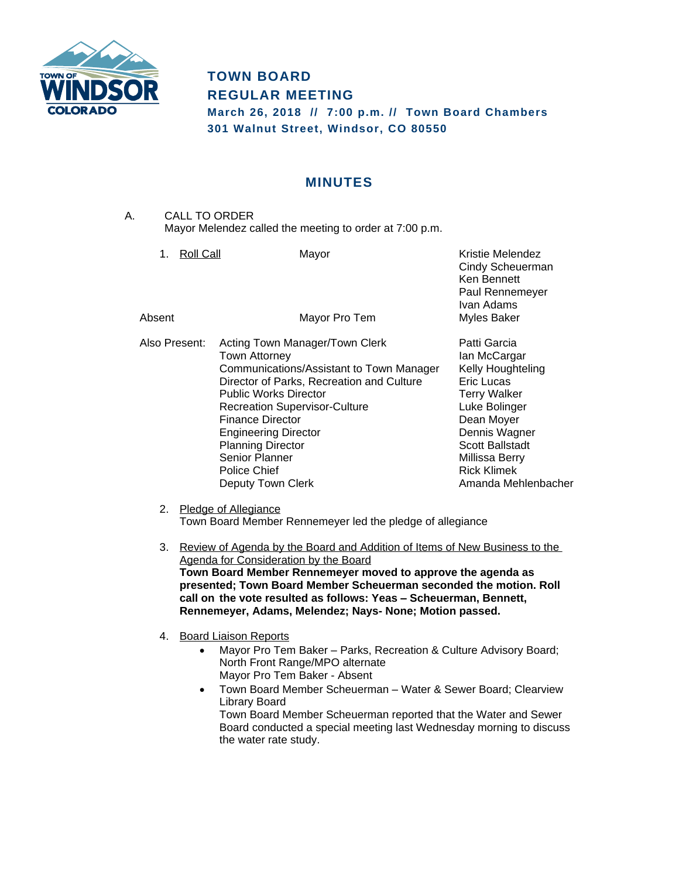# TOWN BOARD
## REGULAR MEETING

**March 26, 2018 // 7:00 p.m. // Town Board Chambers**
**301 Walnut Street, Windsor, CO 80550**

## MINUTES

A. CALL TO ORDER
Mayor Melendez called the meeting to order at 7:00 p.m.

1. Roll Call

| | | |
|---|---|---|
| Roll Call | Mayor | Kristie Melendez |
| | | Cindy Scheuerman |
| | | Ken Bennett |
| | | Paul Rennemeyer |
| | | Ivan Adams |
| Absent | Mayor Pro Tem | Myles Baker |

| | | |
|---|---|---|
| Also Present: | Acting Town Manager/Town Clerk | Patti Garcia |
| | Town Attorney | Ian McCargar |
| | Communications/Assistant to Town Manager | Kelly Houghteling |
| | Director of Parks, Recreation and Culture | Eric Lucas |
| | Public Works Director | Terry Walker |
| | Recreation Supervisor-Culture | Luke Bolinger |
| | Finance Director | Dean Moyer |
| | Engineering Director | Dennis Wagner |
| | Planning Director | Scott Ballstadt |
| | Senior Planner | Millissa Berry |
| | Police Chief | Rick Klimek |
| | Deputy Town Clerk | Amanda Mehlenbacher |

2. Pledge of Allegiance
Town Board Member Rennemeyer led the pledge of allegiance

3. Review of Agenda by the Board and Addition of Items of New Business to the Agenda for Consideration by the Board
**Town Board Member Rennemeyer moved to approve the agenda as presented; Town Board Member Scheuerman seconded the motion. Roll call on the vote resulted as follows: Yeas – Scheuerman, Bennett, Rennemeyer, Adams, Melendez; Nays- None; Motion passed.**

4. Board Liaison Reports
   - Mayor Pro Tem Baker – Parks, Recreation & Culture Advisory Board; North Front Range/MPO alternate
     Mayor Pro Tem Baker - Absent
   - Town Board Member Scheuerman – Water & Sewer Board; Clearview Library Board
     Town Board Member Scheuerman reported that the Water and Sewer Board conducted a special meeting last Wednesday morning to discuss the water rate study.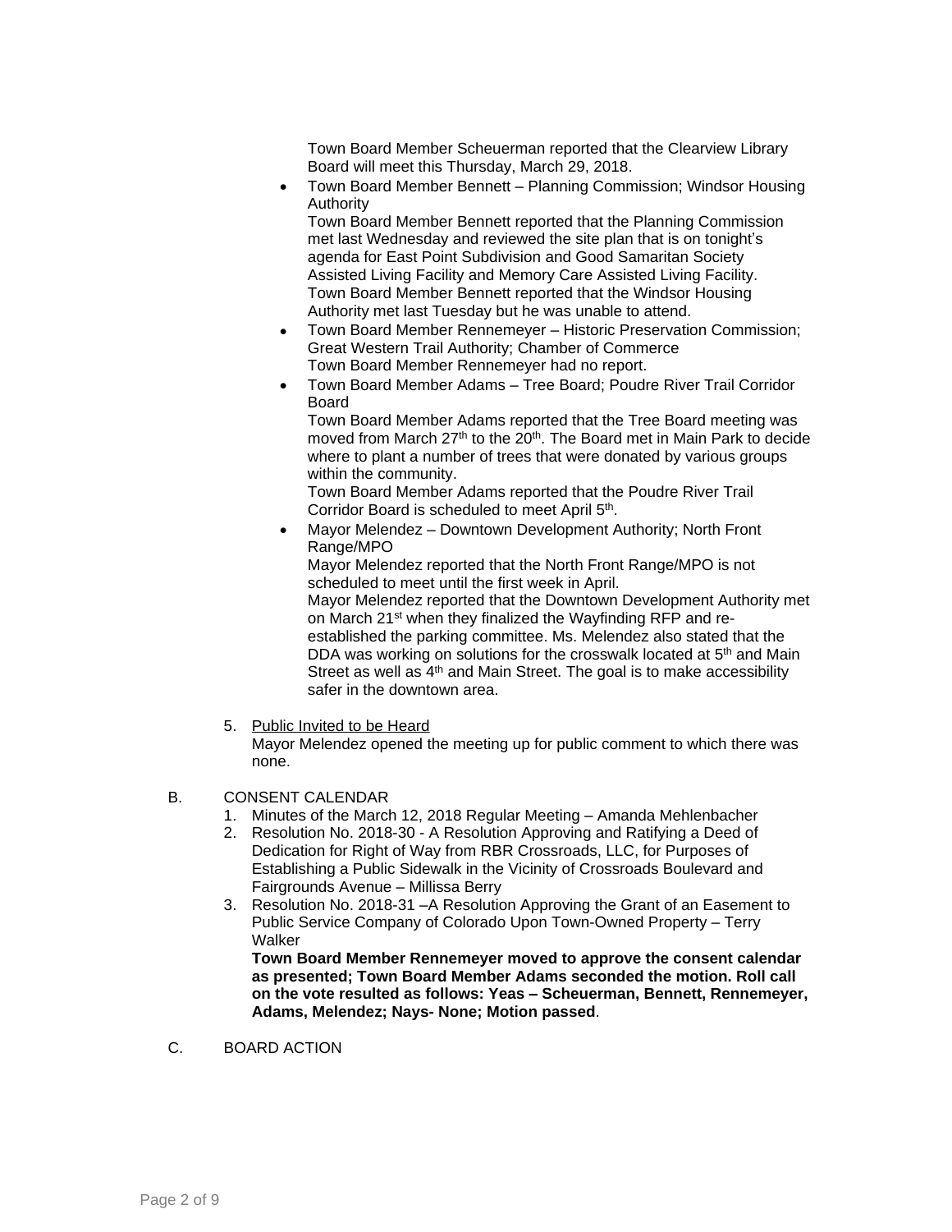Town Board Member Scheuerman reported that the Clearview Library Board will meet this Thursday, March 29, 2018.

- Town Board Member Bennett – Planning Commission; Windsor Housing Authority
  Town Board Member Bennett reported that the Planning Commission met last Wednesday and reviewed the site plan that is on tonight's agenda for East Point Subdivision and Good Samaritan Society Assisted Living Facility and Memory Care Assisted Living Facility.
  Town Board Member Bennett reported that the Windsor Housing Authority met last Tuesday but he was unable to attend.
- Town Board Member Rennemeyer – Historic Preservation Commission; Great Western Trail Authority; Chamber of Commerce
  Town Board Member Rennemeyer had no report.
- Town Board Member Adams – Tree Board; Poudre River Trail Corridor Board
  Town Board Member Adams reported that the Tree Board meeting was moved from March 27th to the 20th. The Board met in Main Park to decide where to plant a number of trees that were donated by various groups within the community.
  Town Board Member Adams reported that the Poudre River Trail Corridor Board is scheduled to meet April 5th.
- Mayor Melendez – Downtown Development Authority; North Front Range/MPO
  Mayor Melendez reported that the North Front Range/MPO is not scheduled to meet until the first week in April.
  Mayor Melendez reported that the Downtown Development Authority met on March 21st when they finalized the Wayfinding RFP and re-established the parking committee. Ms. Melendez also stated that the DDA was working on solutions for the crosswalk located at 5th and Main Street as well as 4th and Main Street. The goal is to make accessibility safer in the downtown area.

5. <u>Public Invited to be Heard</u>
   Mayor Melendez opened the meeting up for public comment to which there was none.

B. CONSENT CALENDAR

1. Minutes of the March 12, 2018 Regular Meeting – Amanda Mehlenbacher
2. Resolution No. 2018-30 - A Resolution Approving and Ratifying a Deed of Dedication for Right of Way from RBR Crossroads, LLC, for Purposes of Establishing a Public Sidewalk in the Vicinity of Crossroads Boulevard and Fairgrounds Avenue – Millissa Berry
3. Resolution No. 2018-31 –A Resolution Approving the Grant of an Easement to Public Service Company of Colorado Upon Town-Owned Property – Terry Walker

   **Town Board Member Rennemeyer moved to approve the consent calendar as presented; Town Board Member Adams seconded the motion. Roll call on the vote resulted as follows: Yeas – Scheuerman, Bennett, Rennemeyer, Adams, Melendez; Nays- None; Motion passed**.

C. BOARD ACTION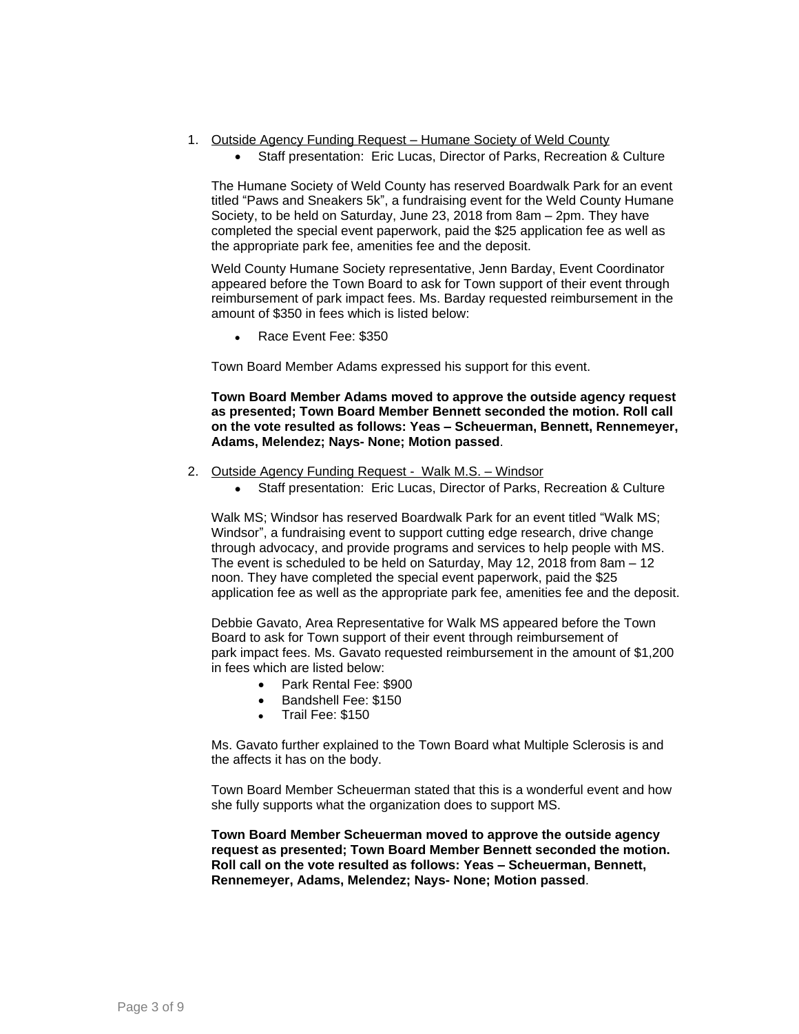1. <u>Outside Agency Funding Request – Humane Society of Weld County</u>
   - Staff presentation: Eric Lucas, Director of Parks, Recreation & Culture

   The Humane Society of Weld County has reserved Boardwalk Park for an event titled "Paws and Sneakers 5k", a fundraising event for the Weld County Humane Society, to be held on Saturday, June 23, 2018 from 8am – 2pm. They have completed the special event paperwork, paid the $25 application fee as well as the appropriate park fee, amenities fee and the deposit.

   Weld County Humane Society representative, Jenn Barday, Event Coordinator appeared before the Town Board to ask for Town support of their event through reimbursement of park impact fees. Ms. Barday requested reimbursement in the amount of $350 in fees which is listed below:

   - Race Event Fee: $350

   Town Board Member Adams expressed his support for this event.

   **Town Board Member Adams moved to approve the outside agency request as presented; Town Board Member Bennett seconded the motion. Roll call on the vote resulted as follows: Yeas – Scheuerman, Bennett, Rennemeyer, Adams, Melendez; Nays- None; Motion passed**.

2. <u>Outside Agency Funding Request - Walk M.S. – Windsor</u>
   - Staff presentation: Eric Lucas, Director of Parks, Recreation & Culture

   Walk MS; Windsor has reserved Boardwalk Park for an event titled "Walk MS; Windsor", a fundraising event to support cutting edge research, drive change through advocacy, and provide programs and services to help people with MS. The event is scheduled to be held on Saturday, May 12, 2018 from 8am – 12 noon. They have completed the special event paperwork, paid the $25 application fee as well as the appropriate park fee, amenities fee and the deposit.

   Debbie Gavato, Area Representative for Walk MS appeared before the Town Board to ask for Town support of their event through reimbursement of park impact fees. Ms. Gavato requested reimbursement in the amount of $1,200 in fees which are listed below:

   - Park Rental Fee: $900
   - Bandshell Fee: $150
   - Trail Fee: $150

   Ms. Gavato further explained to the Town Board what Multiple Sclerosis is and the affects it has on the body.

   Town Board Member Scheuerman stated that this is a wonderful event and how she fully supports what the organization does to support MS.

   **Town Board Member Scheuerman moved to approve the outside agency request as presented; Town Board Member Bennett seconded the motion. Roll call on the vote resulted as follows: Yeas – Scheuerman, Bennett, Rennemeyer, Adams, Melendez; Nays- None; Motion passed**.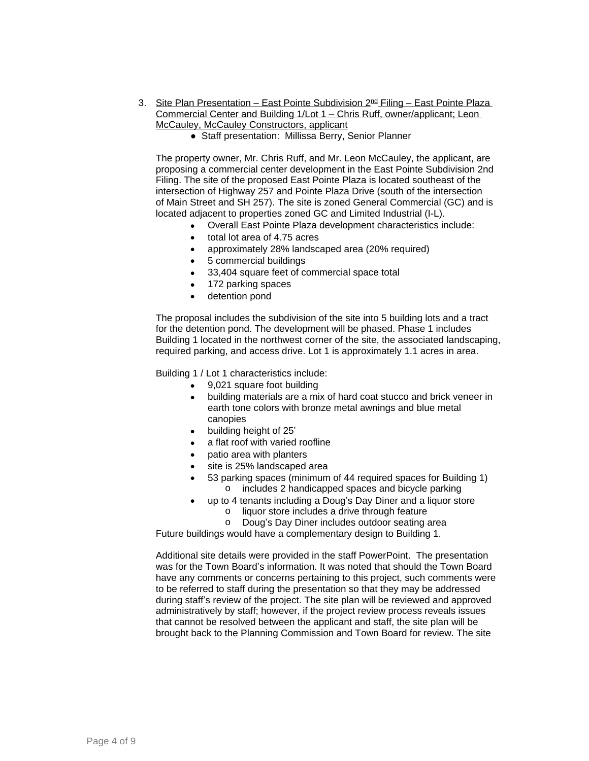3. <u>Site Plan Presentation – East Pointe Subdivision 2nd Filing – East Pointe Plaza Commercial Center and Building 1/Lot 1 – Chris Ruff, owner/applicant; Leon McCauley, McCauley Constructors, applicant</u>
   - Staff presentation: Millissa Berry, Senior Planner

   The property owner, Mr. Chris Ruff, and Mr. Leon McCauley, the applicant, are proposing a commercial center development in the East Pointe Subdivision 2nd Filing. The site of the proposed East Pointe Plaza is located southeast of the intersection of Highway 257 and Pointe Plaza Drive (south of the intersection of Main Street and SH 257). The site is zoned General Commercial (GC) and is located adjacent to properties zoned GC and Limited Industrial (I-L).

   - Overall East Pointe Plaza development characteristics include:
   - total lot area of 4.75 acres
   - approximately 28% landscaped area (20% required)
   - 5 commercial buildings
   - 33,404 square feet of commercial space total
   - 172 parking spaces
   - detention pond

   The proposal includes the subdivision of the site into 5 building lots and a tract for the detention pond. The development will be phased. Phase 1 includes Building 1 located in the northwest corner of the site, the associated landscaping, required parking, and access drive. Lot 1 is approximately 1.1 acres in area.

   Building 1 / Lot 1 characteristics include:

   - 9,021 square foot building
   - building materials are a mix of hard coat stucco and brick veneer in earth tone colors with bronze metal awnings and blue metal canopies
   - building height of 25'
   - a flat roof with varied roofline
   - patio area with planters
   - site is 25% landscaped area
   - 53 parking spaces (minimum of 44 required spaces for Building 1)
     - includes 2 handicapped spaces and bicycle parking
   - up to 4 tenants including a Doug's Day Diner and a liquor store
     - liquor store includes a drive through feature
     - Doug's Day Diner includes outdoor seating area

   Future buildings would have a complementary design to Building 1.

   Additional site details were provided in the staff PowerPoint. The presentation was for the Town Board's information. It was noted that should the Town Board have any comments or concerns pertaining to this project, such comments were to be referred to staff during the presentation so that they may be addressed during staff's review of the project. The site plan will be reviewed and approved administratively by staff; however, if the project review process reveals issues that cannot be resolved between the applicant and staff, the site plan will be brought back to the Planning Commission and Town Board for review. The site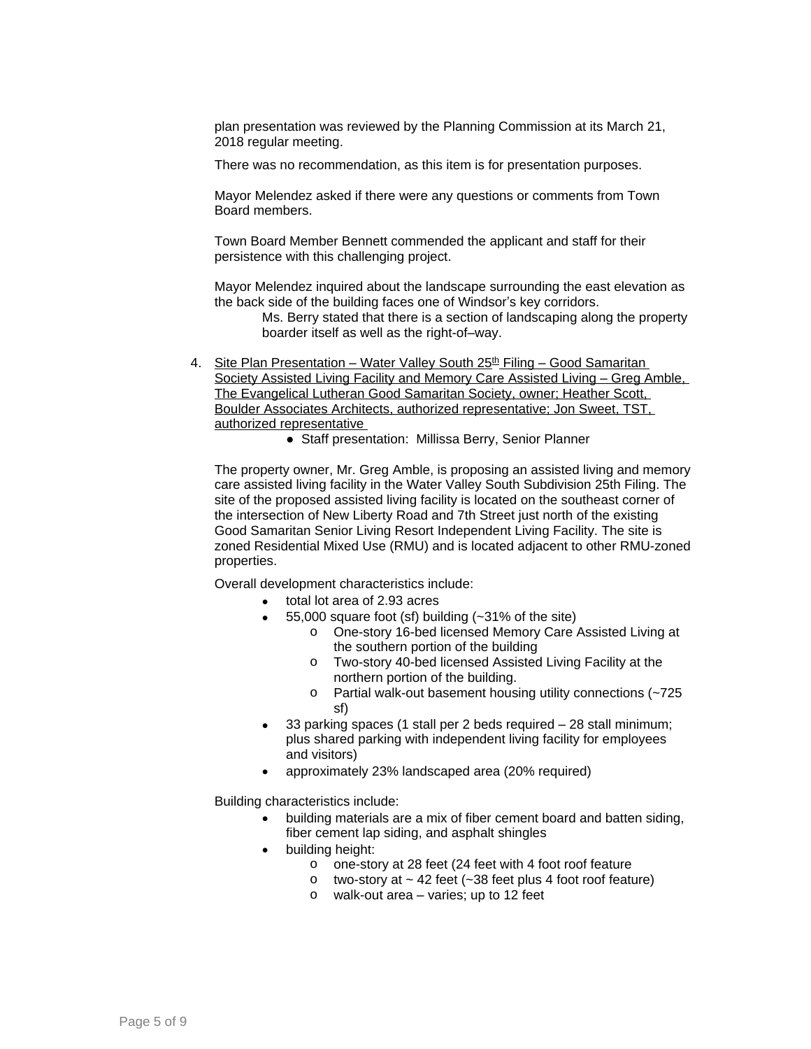plan presentation was reviewed by the Planning Commission at its March 21, 2018 regular meeting.

There was no recommendation, as this item is for presentation purposes.

Mayor Melendez asked if there were any questions or comments from Town Board members.

Town Board Member Bennett commended the applicant and staff for their persistence with this challenging project.

Mayor Melendez inquired about the landscape surrounding the east elevation as the back side of the building faces one of Windsor's key corridors.

> Ms. Berry stated that there is a section of landscaping along the property boarder itself as well as the right-of–way.

4. Site Plan Presentation – Water Valley South 25th Filing – Good Samaritan Society Assisted Living Facility and Memory Care Assisted Living – Greg Amble, The Evangelical Lutheran Good Samaritan Society, owner; Heather Scott, Boulder Associates Architects, authorized representative; Jon Sweet, TST, authorized representative
    - Staff presentation: Millissa Berry, Senior Planner

The property owner, Mr. Greg Amble, is proposing an assisted living and memory care assisted living facility in the Water Valley South Subdivision 25th Filing. The site of the proposed assisted living facility is located on the southeast corner of the intersection of New Liberty Road and 7th Street just north of the existing Good Samaritan Senior Living Resort Independent Living Facility. The site is zoned Residential Mixed Use (RMU) and is located adjacent to other RMU-zoned properties.

Overall development characteristics include:

- total lot area of 2.93 acres
- 55,000 square foot (sf) building (~31% of the site)
    - One-story 16-bed licensed Memory Care Assisted Living at the southern portion of the building
    - Two-story 40-bed licensed Assisted Living Facility at the northern portion of the building.
    - Partial walk-out basement housing utility connections (~725 sf)
- 33 parking spaces (1 stall per 2 beds required – 28 stall minimum; plus shared parking with independent living facility for employees and visitors)
- approximately 23% landscaped area (20% required)

Building characteristics include:

- building materials are a mix of fiber cement board and batten siding, fiber cement lap siding, and asphalt shingles
- building height:
    - one-story at 28 feet (24 feet with 4 foot roof feature
    - two-story at ~ 42 feet (~38 feet plus 4 foot roof feature)
    - walk-out area – varies; up to 12 feet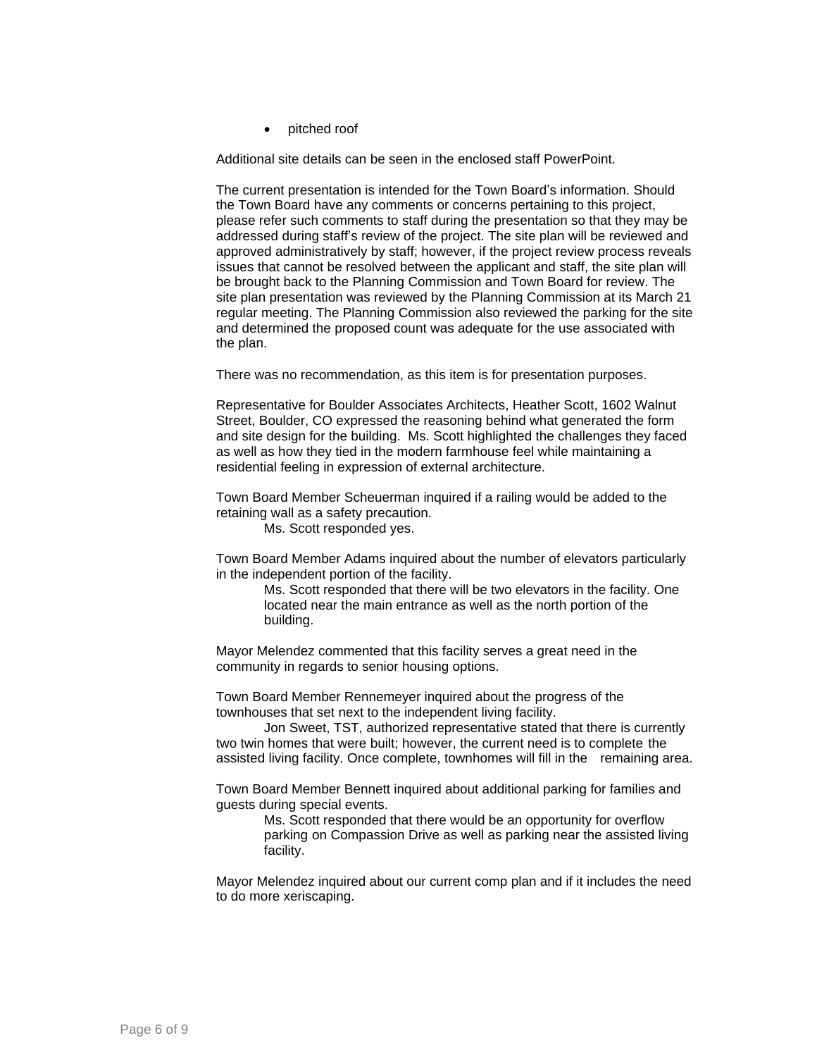- pitched roof

Additional site details can be seen in the enclosed staff PowerPoint.

The current presentation is intended for the Town Board's information. Should the Town Board have any comments or concerns pertaining to this project, please refer such comments to staff during the presentation so that they may be addressed during staff's review of the project. The site plan will be reviewed and approved administratively by staff; however, if the project review process reveals issues that cannot be resolved between the applicant and staff, the site plan will be brought back to the Planning Commission and Town Board for review. The site plan presentation was reviewed by the Planning Commission at its March 21 regular meeting. The Planning Commission also reviewed the parking for the site and determined the proposed count was adequate for the use associated with the plan.

There was no recommendation, as this item is for presentation purposes.

Representative for Boulder Associates Architects, Heather Scott, 1602 Walnut Street, Boulder, CO expressed the reasoning behind what generated the form and site design for the building. Ms. Scott highlighted the challenges they faced as well as how they tied in the modern farmhouse feel while maintaining a residential feeling in expression of external architecture.

Town Board Member Scheuerman inquired if a railing would be added to the retaining wall as a safety precaution.

> Ms. Scott responded yes.

Town Board Member Adams inquired about the number of elevators particularly in the independent portion of the facility.

> Ms. Scott responded that there will be two elevators in the facility. One located near the main entrance as well as the north portion of the building.

Mayor Melendez commented that this facility serves a great need in the community in regards to senior housing options.

Town Board Member Rennemeyer inquired about the progress of the townhouses that set next to the independent living facility.

> Jon Sweet, TST, authorized representative stated that there is currently two twin homes that were built; however, the current need is to complete the assisted living facility. Once complete, townhomes will fill in the remaining area.

Town Board Member Bennett inquired about additional parking for families and guests during special events.

> Ms. Scott responded that there would be an opportunity for overflow parking on Compassion Drive as well as parking near the assisted living facility.

Mayor Melendez inquired about our current comp plan and if it includes the need to do more xeriscaping.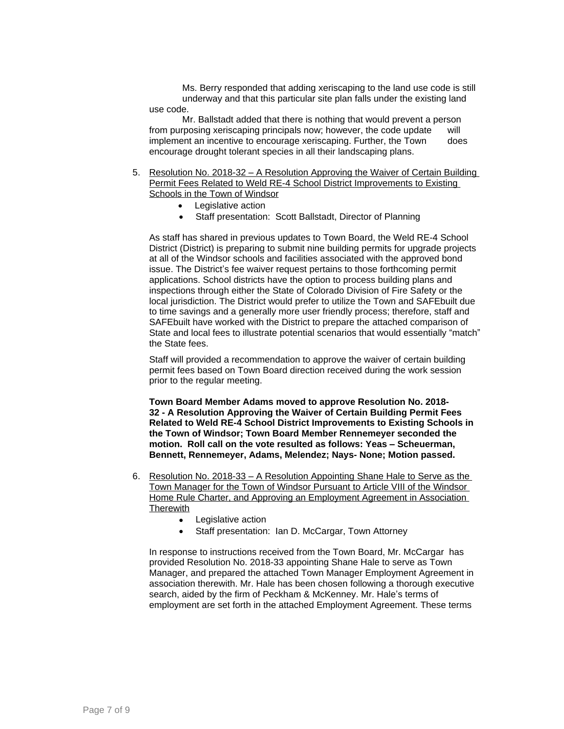Ms. Berry responded that adding xeriscaping to the land use code is still underway and that this particular site plan falls under the existing land use code.

Mr. Ballstadt added that there is nothing that would prevent a person from purposing xeriscaping principals now; however, the code update will implement an incentive to encourage xeriscaping. Further, the Town does encourage drought tolerant species in all their landscaping plans.

5. Resolution No. 2018-32 – A Resolution Approving the Waiver of Certain Building Permit Fees Related to Weld RE-4 School District Improvements to Existing Schools in the Town of Windsor
   - Legislative action
   - Staff presentation: Scott Ballstadt, Director of Planning

   As staff has shared in previous updates to Town Board, the Weld RE-4 School District (District) is preparing to submit nine building permits for upgrade projects at all of the Windsor schools and facilities associated with the approved bond issue. The District's fee waiver request pertains to those forthcoming permit applications. School districts have the option to process building plans and inspections through either the State of Colorado Division of Fire Safety or the local jurisdiction. The District would prefer to utilize the Town and SAFEbuilt due to time savings and a generally more user friendly process; therefore, staff and SAFEbuilt have worked with the District to prepare the attached comparison of State and local fees to illustrate potential scenarios that would essentially "match" the State fees.

   Staff will provided a recommendation to approve the waiver of certain building permit fees based on Town Board direction received during the work session prior to the regular meeting.

   **Town Board Member Adams moved to approve Resolution No. 2018-32 - A Resolution Approving the Waiver of Certain Building Permit Fees Related to Weld RE-4 School District Improvements to Existing Schools in the Town of Windsor; Town Board Member Rennemeyer seconded the motion. Roll call on the vote resulted as follows: Yeas – Scheuerman, Bennett, Rennemeyer, Adams, Melendez; Nays- None; Motion passed.**

6. Resolution No. 2018-33 – A Resolution Appointing Shane Hale to Serve as the Town Manager for the Town of Windsor Pursuant to Article VIII of the Windsor Home Rule Charter, and Approving an Employment Agreement in Association Therewith
   - Legislative action
   - Staff presentation: Ian D. McCargar, Town Attorney

   In response to instructions received from the Town Board, Mr. McCargar has provided Resolution No. 2018-33 appointing Shane Hale to serve as Town Manager, and prepared the attached Town Manager Employment Agreement in association therewith. Mr. Hale has been chosen following a thorough executive search, aided by the firm of Peckham & McKenney. Mr. Hale's terms of employment are set forth in the attached Employment Agreement. These terms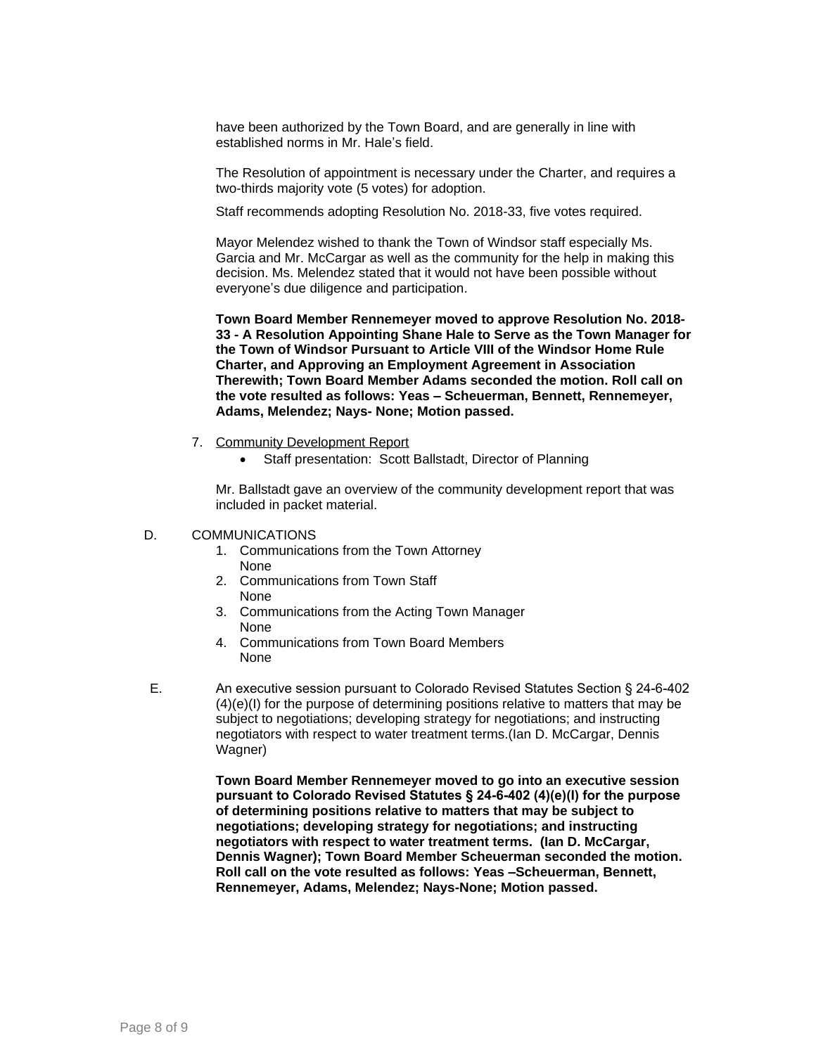have been authorized by the Town Board, and are generally in line with established norms in Mr. Hale's field.

The Resolution of appointment is necessary under the Charter, and requires a two-thirds majority vote (5 votes) for adoption.

Staff recommends adopting Resolution No. 2018-33, five votes required.

Mayor Melendez wished to thank the Town of Windsor staff especially Ms. Garcia and Mr. McCargar as well as the community for the help in making this decision. Ms. Melendez stated that it would not have been possible without everyone's due diligence and participation.

**Town Board Member Rennemeyer moved to approve Resolution No. 2018-33 - A Resolution Appointing Shane Hale to Serve as the Town Manager for the Town of Windsor Pursuant to Article VIII of the Windsor Home Rule Charter, and Approving an Employment Agreement in Association Therewith; Town Board Member Adams seconded the motion. Roll call on the vote resulted as follows: Yeas – Scheuerman, Bennett, Rennemeyer, Adams, Melendez; Nays- None; Motion passed.**

7. Community Development Report
   - Staff presentation: Scott Ballstadt, Director of Planning

   Mr. Ballstadt gave an overview of the community development report that was included in packet material.

D. COMMUNICATIONS
1. Communications from the Town Attorney
   None
2. Communications from Town Staff
   None
3. Communications from the Acting Town Manager
   None
4. Communications from Town Board Members
   None

E. An executive session pursuant to Colorado Revised Statutes Section § 24-6-402 (4)(e)(I) for the purpose of determining positions relative to matters that may be subject to negotiations; developing strategy for negotiations; and instructing negotiators with respect to water treatment terms.(Ian D. McCargar, Dennis Wagner)

**Town Board Member Rennemeyer moved to go into an executive session pursuant to Colorado Revised Statutes § 24-6-402 (4)(e)(I) for the purpose of determining positions relative to matters that may be subject to negotiations; developing strategy for negotiations; and instructing negotiators with respect to water treatment terms. (Ian D. McCargar, Dennis Wagner); Town Board Member Scheuerman seconded the motion. Roll call on the vote resulted as follows: Yeas –Scheuerman, Bennett, Rennemeyer, Adams, Melendez; Nays-None; Motion passed.**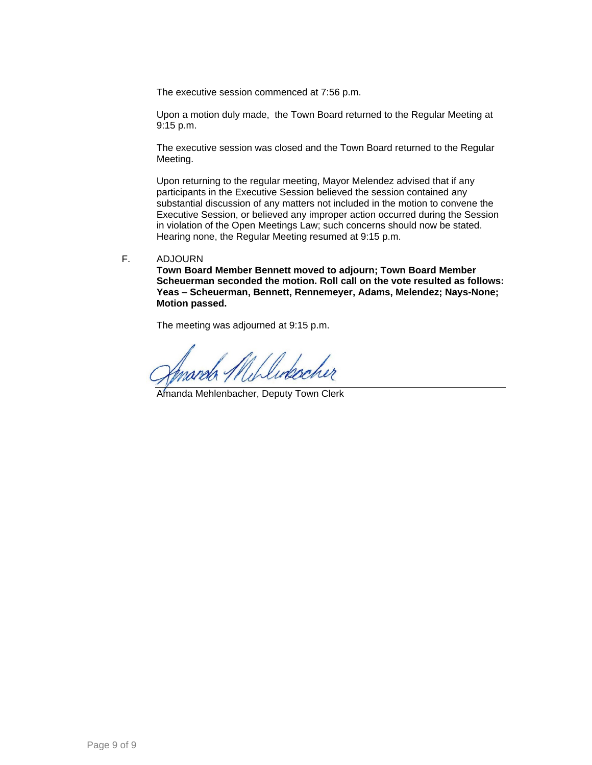The executive session commenced at 7:56 p.m.

Upon a motion duly made, the Town Board returned to the Regular Meeting at 9:15 p.m.

The executive session was closed and the Town Board returned to the Regular Meeting.

Upon returning to the regular meeting, Mayor Melendez advised that if any participants in the Executive Session believed the session contained any substantial discussion of any matters not included in the motion to convene the Executive Session, or believed any improper action occurred during the Session in violation of the Open Meetings Law; such concerns should now be stated. Hearing none, the Regular Meeting resumed at 9:15 p.m.

F. ADJOURN

**Town Board Member Bennett moved to adjourn; Town Board Member Scheuerman seconded the motion. Roll call on the vote resulted as follows: Yeas – Scheuerman, Bennett, Rennemeyer, Adams, Melendez; Nays-None; Motion passed.**

The meeting was adjourned at 9:15 p.m.

Amanda Mehlenbacher, Deputy Town Clerk